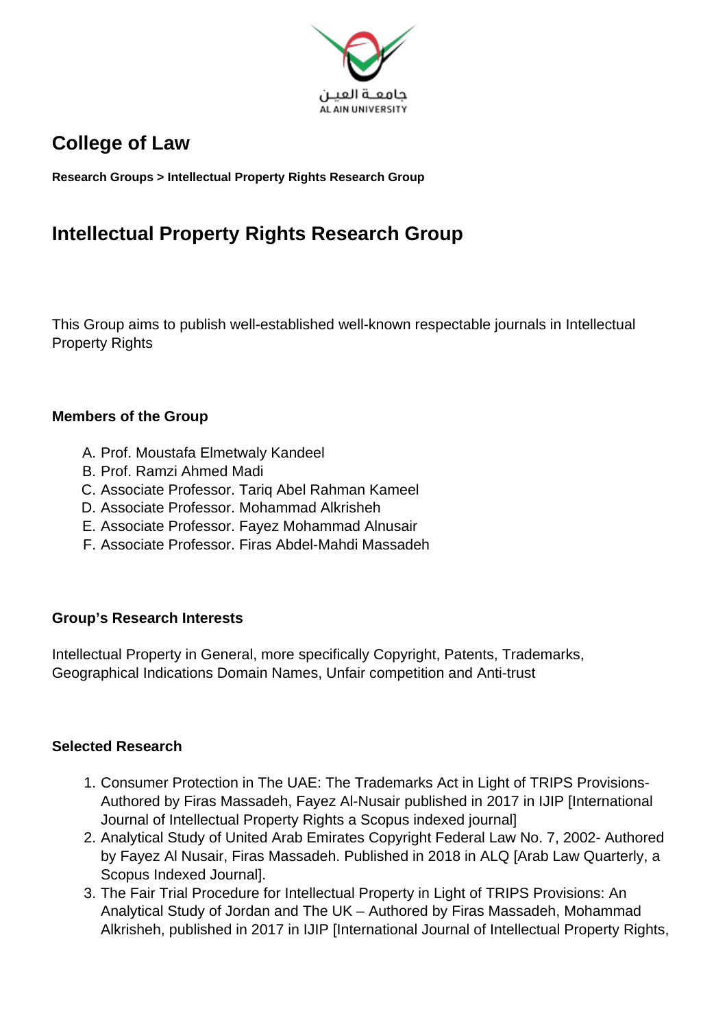جامعة العين
AL AIN UNIVERSITY

# College of Law

**Research Groups > Intellectual Property Rights Research Group**

## Intellectual Property Rights Research Group

This Group aims to publish well-established well-known respectable journals in Intellectual Property Rights

### Members of the Group

A. Prof. Moustafa Elmetwaly Kandeel
B. Prof. Ramzi Ahmed Madi
C. Associate Professor. Tariq Abel Rahman Kameel
D. Associate Professor. Mohammad Alkrisheh
E. Associate Professor. Fayez Mohammad Alnusair
F. Associate Professor. Firas Abdel-Mahdi Massadeh

### Group's Research Interests

Intellectual Property in General, more specifically Copyright, Patents, Trademarks, Geographical Indications Domain Names, Unfair competition and Anti-trust

### Selected Research

1. Consumer Protection in The UAE: The Trademarks Act in Light of TRIPS Provisions- Authored by Firas Massadeh, Fayez Al-Nusair published in 2017 in IJIP [International Journal of Intellectual Property Rights a Scopus indexed journal]
2. Analytical Study of United Arab Emirates Copyright Federal Law No. 7, 2002- Authored by Fayez Al Nusair, Firas Massadeh. Published in 2018 in ALQ [Arab Law Quarterly, a Scopus Indexed Journal].
3. The Fair Trial Procedure for Intellectual Property in Light of TRIPS Provisions: An Analytical Study of Jordan and The UK – Authored by Firas Massadeh, Mohammad Alkrisheh, published in 2017 in IJIP [International Journal of Intellectual Property Rights,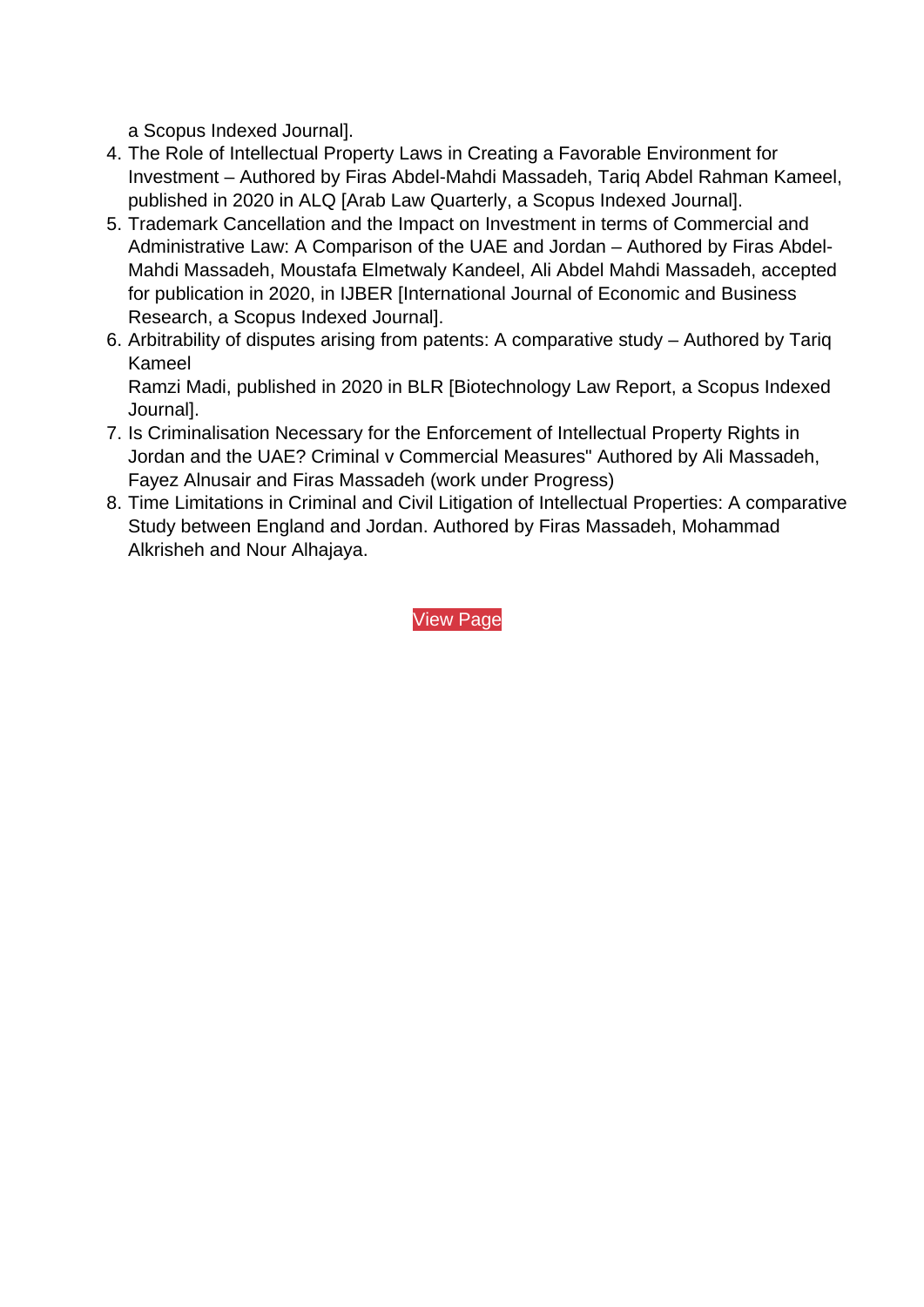a Scopus Indexed Journal].

4. The Role of Intellectual Property Laws in Creating a Favorable Environment for Investment – Authored by Firas Abdel-Mahdi Massadeh, Tariq Abdel Rahman Kameel, published in 2020 in ALQ [Arab Law Quarterly, a Scopus Indexed Journal].
5. Trademark Cancellation and the Impact on Investment in terms of Commercial and Administrative Law: A Comparison of the UAE and Jordan – Authored by Firas Abdel-Mahdi Massadeh, Moustafa Elmetwaly Kandeel, Ali Abdel Mahdi Massadeh, accepted for publication in 2020, in IJBER [International Journal of Economic and Business Research, a Scopus Indexed Journal].
6. Arbitrability of disputes arising from patents: A comparative study – Authored by Tariq Kameel
   Ramzi Madi, published in 2020 in BLR [Biotechnology Law Report, a Scopus Indexed Journal].
7. Is Criminalisation Necessary for the Enforcement of Intellectual Property Rights in Jordan and the UAE? Criminal v Commercial Measures" Authored by Ali Massadeh, Fayez Alnusair and Firas Massadeh (work under Progress)
8. Time Limitations in Criminal and Civil Litigation of Intellectual Properties: A comparative Study between England and Jordan. Authored by Firas Massadeh, Mohammad Alkrisheh and Nour Alhajaya.

View Page